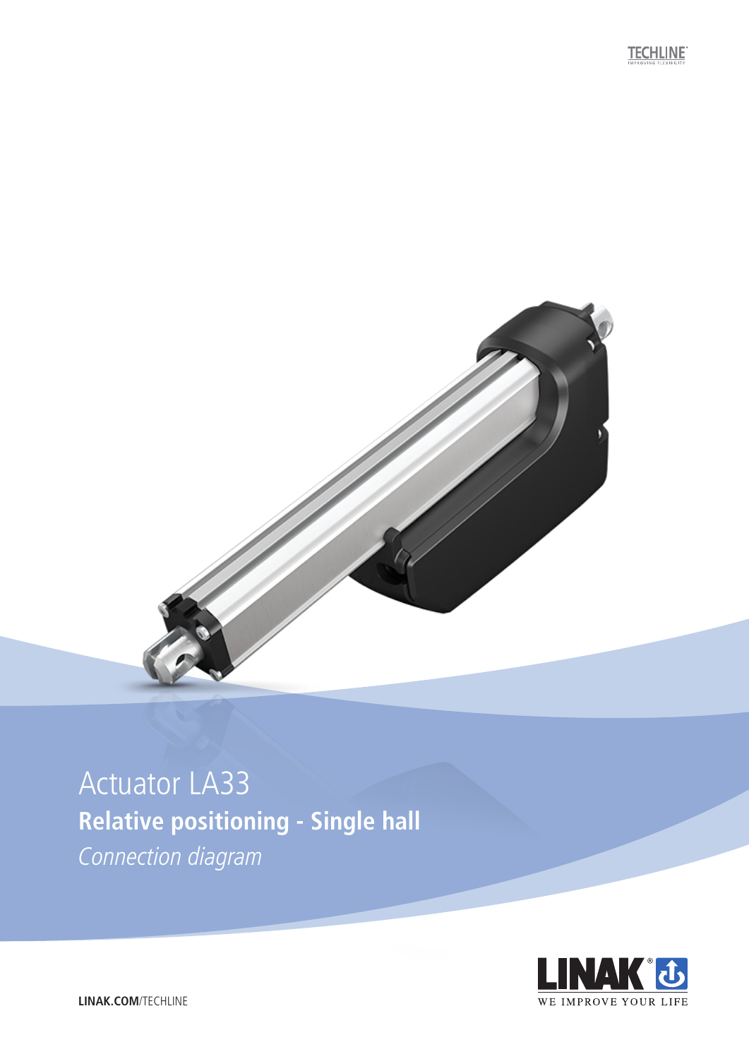TECHLINE
IMPROVING FLEXIBILITY

# Actuator LA33

## Relative positioning - Single hall

*Connection diagram*

LINAK
WE IMPROVE YOUR LIFE

**LINAK.COM**/TECHLINE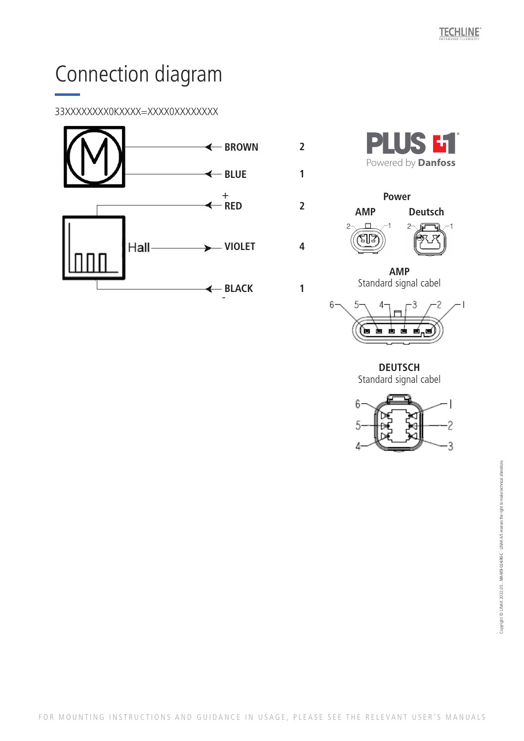# Connection diagram

33XXXXXXXX0KXXXX=XXXX0XXXXXXXXX

| | Wire | Pin |
|---|---|---|
| M (Motor) | BROWN | 2 |
| | BLUE | 1 |
| Hall | + RED | 2 |
| | VIOLET | 4 |
| | - BLACK | 1 |

PLUS+1
Powered by Danfoss

**Power**

**AMP** **Deutsch**

2 1 2 1

**AMP**
Standard signal cabel

6 5 4 3 2 1

**DEUTSCH**
Standard signal cabel

6 5 4 1 2 3

Copyright © LINAK 2022.05 . MA-M9-02-690-C . LINAK A/S reserves the right to make technical alterations

FOR MOUNTING INSTRUCTIONS AND GUIDANCE IN USAGE, PLEASE SEE THE RELEVANT USER'S MANUALS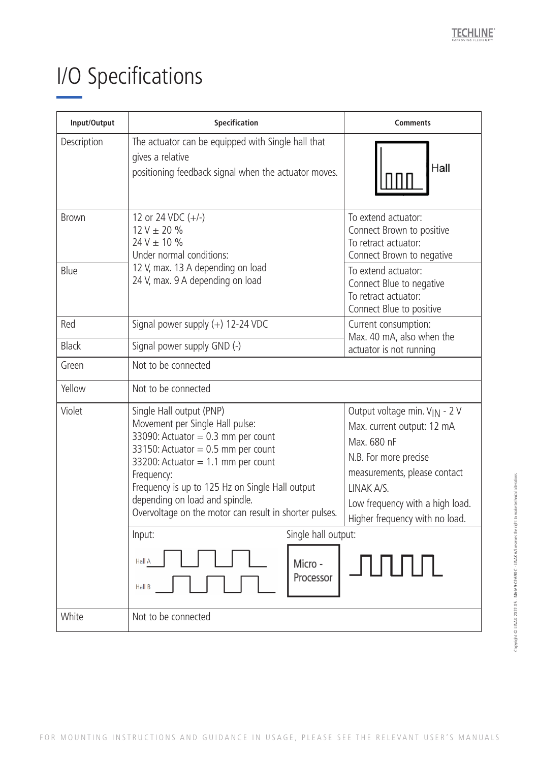# I/O Specifications

| Input/Output | Specification | Comments |
|---|---|---|
| Description | The actuator can be equipped with Single hall that gives a relative positioning feedback signal when the actuator moves. | Hall |
| Brown | 12 or 24 VDC (+/-)<br>12 V ± 20 %<br>24 V ± 10 %<br>Under normal conditions:<br>12 V, max. 13 A depending on load<br>24 V, max. 9 A depending on load | To extend actuator:<br>Connect Brown to positive<br>To retract actuator:<br>Connect Brown to negative |
| Blue | | To extend actuator:<br>Connect Blue to negative<br>To retract actuator:<br>Connect Blue to positive |
| Red | Signal power supply (+) 12-24 VDC | Current consumption:<br>Max. 40 mA, also when the actuator is not running |
| Black | Signal power supply GND (-) | |
| Green | Not to be connected | |
| Yellow | Not to be connected | |
| Violet | Single Hall output (PNP)<br>Movement per Single Hall pulse:<br>33090: Actuator = 0.3 mm per count<br>33150: Actuator = 0.5 mm per count<br>33200: Actuator = 1.1 mm per count<br>Frequency:<br>Frequency is up to 125 Hz on Single Hall output depending on load and spindle.<br>Overvoltage on the motor can result in shorter pulses. | Output voltage min. $V_{IN}$ - 2 V<br>Max. current output: 12 mA<br>Max. 680 nF<br>N.B. For more precise measurements, please contact LINAK A/S.<br>Low frequency with a high load.<br>Higher frequency with no load. |
| | Input: Hall A, Hall B → Micro - Processor → Single hall output: | |
| White | Not to be connected | |

FOR MOUNTING INSTRUCTIONS AND GUIDANCE IN USAGE, PLEASE SEE THE RELEVANT USER'S MANUALS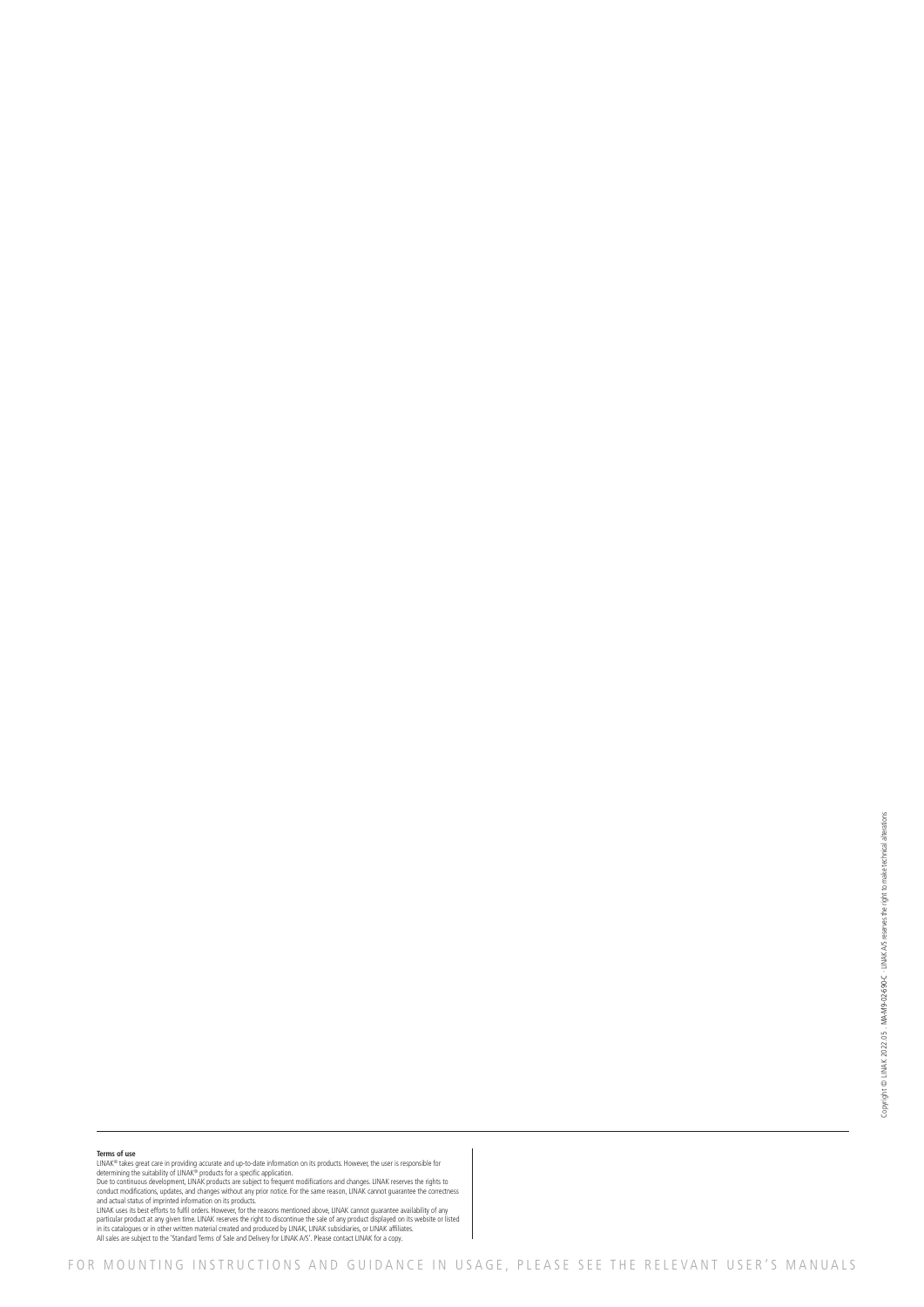**Terms of use**

LINAK® takes great care in providing accurate and up-to-date information on its products. However, the user is responsible for determining the suitability of LINAK® products for a specific application.
Due to continuous development, LINAK products are subject to frequent modifications and changes. LINAK reserves the rights to conduct modifications, updates, and changes without any prior notice. For the same reason, LINAK cannot guarantee the correctness and actual status of imprinted information on its products.
LINAK uses its best efforts to fulfil orders. However, for the reasons mentioned above, LINAK cannot guarantee availability of any particular product at any given time. LINAK reserves the right to discontinue the sale of any product displayed on its website or listed in its catalogues or in other written material created and produced by LINAK, LINAK subsidiaries, or LINAK affiliates.
All sales are subject to the 'Standard Terms of Sale and Delivery for LINAK A/S'. Please contact LINAK for a copy.

Copyright © LINAK 2022.05 . MA-M9-02-690-C . LINAK A/S reserves the right to make technical alterations

FOR MOUNTING INSTRUCTIONS AND GUIDANCE IN USAGE, PLEASE SEE THE RELEVANT USER'S MANUALS